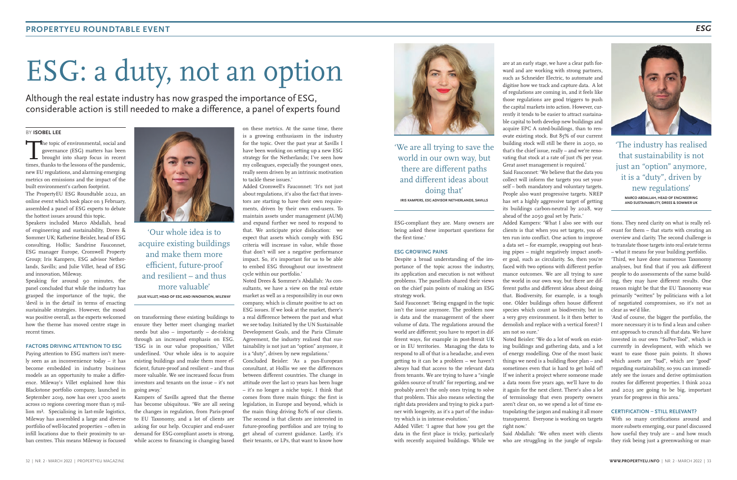# ESG: a duty, not an option

Although the real estate industry has now grasped the importance of ESG, considerable action is still needed to make a difference, a panel of experts found

BY **ISOBEL LEE**

The topic of environmental, social and governance (ESG) matters has been brought into sharp focus in recent times, thanks to the lessons of the pandemic, new EU regulations, and alarming emerging metrics on emissions and the impact of the built environment's carbon footprint.

The PropertyEU ESG Roundtable 2022, an online event which took place on 3 February, assembled a panel of ESG experts to debate the hottest issues around this topic.

Speakers included Marco Abdallah, head of engineering and sustainability, Drees & Sommer UK; Katherine Beisler, head of ESG consulting, Hollis; Sandrine Fauconnet, ESG manager Europe, Cromwell Property Group; Iris Kampers, ESG advisor Netherlands, Savills; and Julie Villet, head of ESG and innovation, Mileway.

Speaking for around 90 minutes, the panel concluded that while the industry has grasped the importance of the topic, the 'devil is in the detail' in terms of enacting sustainable strategies. However, the mood was positive overall, as the experts welcomed how the theme has moved centre stage in recent times.

## FACTORS DRIVING ATTENTION TO ESG

Paying attention to ESG matters isn't merely seen as an inconvenience today – it has become embedded in industry business models as an opportunity to make a difference. Mileway's Villet explained how this Blackstone portfolio company, launched in September 2019, now has over 1,700 assets across 10 regions covering more than 15 million m². Specialising in last-mile logistics, Mileway has assembled a large and diverse portfolio of well-located properties – often in infill locations due to their proximity to urban centres. This means Mileway is focused on transforming these existing buildings to ensure they better meet changing market needs but also – importantly – de-risking through an increased emphasis on ESG. 'ESG is in our value proposition,' Villet underlined. 'Our whole idea is to acquire existing buildings and make them more efficient, future-proof and resilient – and thus more valuable. We see increased focus from investors and tenants on the issue – it's not going away.'

> 'Our whole idea is to acquire existing buildings and make them more efficient, future-proof and resilient – and thus more valuable'
>
> JULIE VILLET, HEAD OF ESG AND INNOVATION, MILEWAY

Kampers of Savills agreed that the theme has become ubiquitous. 'We are all seeing the changes in regulation, from Paris-proof to EU Taxonomy, and a lot of clients are asking for our help. Occupier and end-user demand for ESG-compliant assets is strong, while access to financing is changing based on these metrics. At the same time, there is a growing enthusiasm in the industry for the topic. Over the past year at Savills I have been working on setting up a new ESG strategy for the Netherlands; I've seen how my colleagues, especially the youngest ones, really seem driven by an intrinsic motivation to tackle these issues.'

Added Cromwell's Fauconnet: 'It's not just about regulations, it's also the fact that investors are starting to have their own requirements, driven by their own end-users. To maintain assets under management (AUM) and expand further we need to respond to that. We anticipate price dislocation: we expect that assets which comply with ESG criteria will increase in value, while those that don't will see a negative performance impact. So, it's important for us to be able to embed ESG throughout our investment cycle within our portfolio.'

Noted Drees & Sommer's Abdallah: 'As consultants, we have a view on the real estate market as well as a responsibility in our own company, which is climate positive to act on ESG issues. If we look at the market, there's a real difference between the past and what we see today. Initiated by the UN Sustainable Development Goals, and the Paris Climate Agreement, the industry realised that sustainability is not just an "option" anymore, it is a "duty", driven by new regulations.'

Concluded Beisler: 'As a pan-European consultant, at Hollis we see the differences between different countries. The change in attitude over the last 10 years has been huge – it's no longer a niche topic. I think that comes from three main things: the first is legislation, in Europe and beyond, which is the main thing driving 80% of our clients. The second is that clients are interested in future-proofing portfolios and are trying to get ahead of current guidance. Lastly, it's their tenants, or LPs, that want to know how ESG-compliant they are. Many owners are being asked these important questions for the first time.'

> 'We are all trying to save the world in our own way, but there are different paths and different ideas about doing that'
>
> IRIS KAMPERS, ESG ADVISOR NETHERLANDS, SAVILLS

## ESG GROWING PAINS

Despite a broad understanding of the importance of the topic across the industry, its application and execution is not without problems. The panellists shared their views on the chief pain points of making an ESG strategy work.

Said Fauconnet: 'Being engaged in the topic isn't the issue anymore. The problem now is data and the management of the sheer volume of data. The regulations around the world are different; you have to report in different ways, for example in post-Brexit UK or in EU territories. Managing the data to respond to all of that is a headache, and even getting to it can be a problem – we haven't always had that access to the relevant data from tenants. We are trying to have a "single golden source of truth" for reporting, and we probably aren't the only ones trying to solve that problem. This also means selecting the right data providers and trying to pick a partner with longevity, as it's a part of the industry which is in intense evolution.'

Added Villet: 'I agree that how you get the data in the first place is tricky, particularly with recently acquired buildings. While we are at an early stage, we have a clear path forward and are working with strong partners, such as Schneider Electric, to automate and digitise how we track and capture data. A lot of regulations are coming in, and it feels like those regulations are good triggers to push the capital markets into action. However, currently it tends to be easier to attract sustainable capital to both develop new buildings and acquire EPC A rated-buildings, than to renovate existing stock. But 85% of our current building stock will still be there in 2050, so that's the chief issue, really – and we're renovating that stock at a rate of just 1% per year. Great asset management is required.'

Said Fauconnet: 'We believe that the data you collect will inform the targets you set yourself – both mandatory and voluntary targets. People also want progressive targets. NREP has set a highly aggressive target of getting its buildings carbon-neutral by 2028, way ahead of the 2050 goal set by Paris.'

Added Kampers: 'What I also see with our clients is that when you set targets, you often run into conflict. One action to improve a data set – for example, swapping out heating pipes – might negatively impact another goal, such as circularity. So, then you're faced with two options with different performance outcomes. We are all trying to save the world in our own way, but there are different paths and different ideas about doing that. Biodiversity, for example, is a tough one. Older buildings often house different species which count as biodiversity, but in a very grey environment. Is it then better to demolish and replace with a vertical forest? I am not so sure.'

Noted Beisler: 'We do a lot of work on existing buildings and gathering data, and a lot of energy modelling. One of the most basic things we need is a building floor plan – and sometimes even that is hard to get hold of! If we inherit a project where someone made a data room five years ago, we'll have to do it again for the next client. There's also a lot of terminology that even property owners aren't clear on, so we spend a lot of time extrapolating the jargon and making it all more transparent. Everyone is working on targets right now.'

> 'The industry has realised that sustainability is not just an "option" anymore, it is a "duty", driven by new regulations'
>
> MARCO ABDALLAH, HEAD OF ENGINEERING AND SUSTAINABILITY, DREES & SOMMER UK

Said Abdallah: 'We often meet with clients who are struggling in the jungle of regulations. They need clarity on what is really relevant for them – that starts with creating an overview and clarity. The second challenge is to translate those targets into real estate terms – what it means for your building portfolio.

'Third, we have done numerous Taxonomy analyses, but find that if you ask different people to do assessments of the same building, they may have different results. One reason might be that the EU Taxonomy was primarily "written" by politicians with a lot of negotiated compromises, so it's not as clear as we'd like.

'And of course, the bigger the portfolio, the more necessary it is to find a lean and coherent approach to crunch all that data. We have invested in our own "SuPer-Tool", which is currently in development, with which we want to ease those pain points. It shows which assets are "bad", which are "good" regarding sustainability, so you can immediately see the issues and derive optimisation routes for different properties. I think 2022 and 2023 are going to be big, important years for progress in this area.'

## CERTIFICATION – STILL RELEVANT?

With so many certifications around and more subsets emerging, our panel discussed how useful they truly are – and how much they risk being just a greenwashing or mar-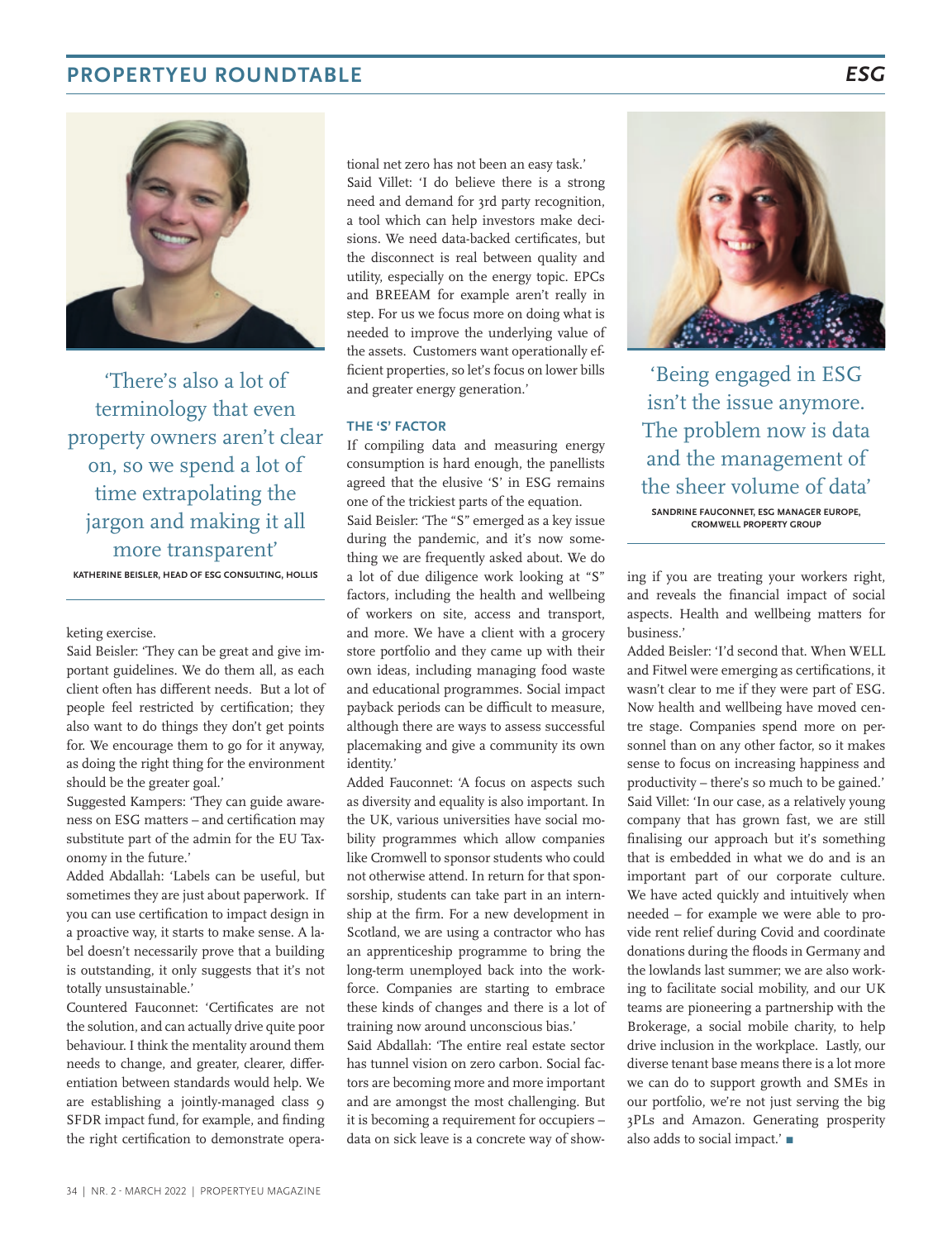'There's also a lot of terminology that even property owners aren't clear on, so we spend a lot of time extrapolating the jargon and making it all more transparent'

KATHERINE BEISLER, HEAD OF ESG CONSULTING, HOLLIS

keting exercise.

Said Beisler: 'They can be great and give important guidelines. We do them all, as each client often has different needs. But a lot of people feel restricted by certification; they also want to do things they don't get points for. We encourage them to go for it anyway, as doing the right thing for the environment should be the greater goal.'

Suggested Kampers: 'They can guide awareness on ESG matters – and certification may substitute part of the admin for the EU Taxonomy in the future.'

Added Abdallah: 'Labels can be useful, but sometimes they are just about paperwork. If you can use certification to impact design in a proactive way, it starts to make sense. A label doesn't necessarily prove that a building is outstanding, it only suggests that it's not totally unsustainable.'

Countered Fauconnet: 'Certificates are not the solution, and can actually drive quite poor behaviour. I think the mentality around them needs to change, and greater, clearer, differentiation between standards would help. We are establishing a jointly-managed class 9 SFDR impact fund, for example, and finding the right certification to demonstrate operational net zero has not been an easy task.'

Said Villet: 'I do believe there is a strong need and demand for 3rd party recognition, a tool which can help investors make decisions. We need data-backed certificates, but the disconnect is real between quality and utility, especially on the energy topic. EPCs and BREEAM for example aren't really in step. For us we focus more on doing what is needed to improve the underlying value of the assets. Customers want operationally efficient properties, so let's focus on lower bills and greater energy generation.'

### THE 'S' FACTOR

If compiling data and measuring energy consumption is hard enough, the panellists agreed that the elusive 'S' in ESG remains one of the trickiest parts of the equation.

Said Beisler: 'The "S" emerged as a key issue during the pandemic, and it's now something we are frequently asked about. We do a lot of due diligence work looking at "S" factors, including the health and wellbeing of workers on site, access and transport, and more. We have a client with a grocery store portfolio and they came up with their own ideas, including managing food waste and educational programmes. Social impact payback periods can be difficult to measure, although there are ways to assess successful placemaking and give a community its own identity.'

Added Fauconnet: 'A focus on aspects such as diversity and equality is also important. In the UK, various universities have social mobility programmes which allow companies like Cromwell to sponsor students who could not otherwise attend. In return for that sponsorship, students can take part in an internship at the firm. For a new development in Scotland, we are using a contractor who has an apprenticeship programme to bring the long-term unemployed back into the workforce. Companies are starting to embrace these kinds of changes and there is a lot of training now around unconscious bias.'

Said Abdallah: 'The entire real estate sector has tunnel vision on zero carbon. Social factors are becoming more and more important and are amongst the most challenging. But it is becoming a requirement for occupiers – data on sick leave is a concrete way of showing if you are treating your workers right, and reveals the financial impact of social aspects. Health and wellbeing matters for business.'

'Being engaged in ESG isn't the issue anymore. The problem now is data and the management of the sheer volume of data'

SANDRINE FAUCONNET, ESG MANAGER EUROPE, CROMWELL PROPERTY GROUP

Added Beisler: 'I'd second that. When WELL and Fitwel were emerging as certifications, it wasn't clear to me if they were part of ESG. Now health and wellbeing have moved centre stage. Companies spend more on personnel than on any other factor, so it makes sense to focus on increasing happiness and productivity – there's so much to be gained.'

Said Villet: 'In our case, as a relatively young company that has grown fast, we are still finalising our approach but it's something that is embedded in what we do and is an important part of our corporate culture. We have acted quickly and intuitively when needed – for example we were able to provide rent relief during Covid and coordinate donations during the floods in Germany and the lowlands last summer; we are also working to facilitate social mobility, and our UK teams are pioneering a partnership with the Brokerage, a social mobile charity, to help drive inclusion in the workplace. Lastly, our diverse tenant base means there is a lot more we can do to support growth and SMEs in our portfolio, we're not just serving the big 3PLs and Amazon. Generating prosperity also adds to social impact.' ■